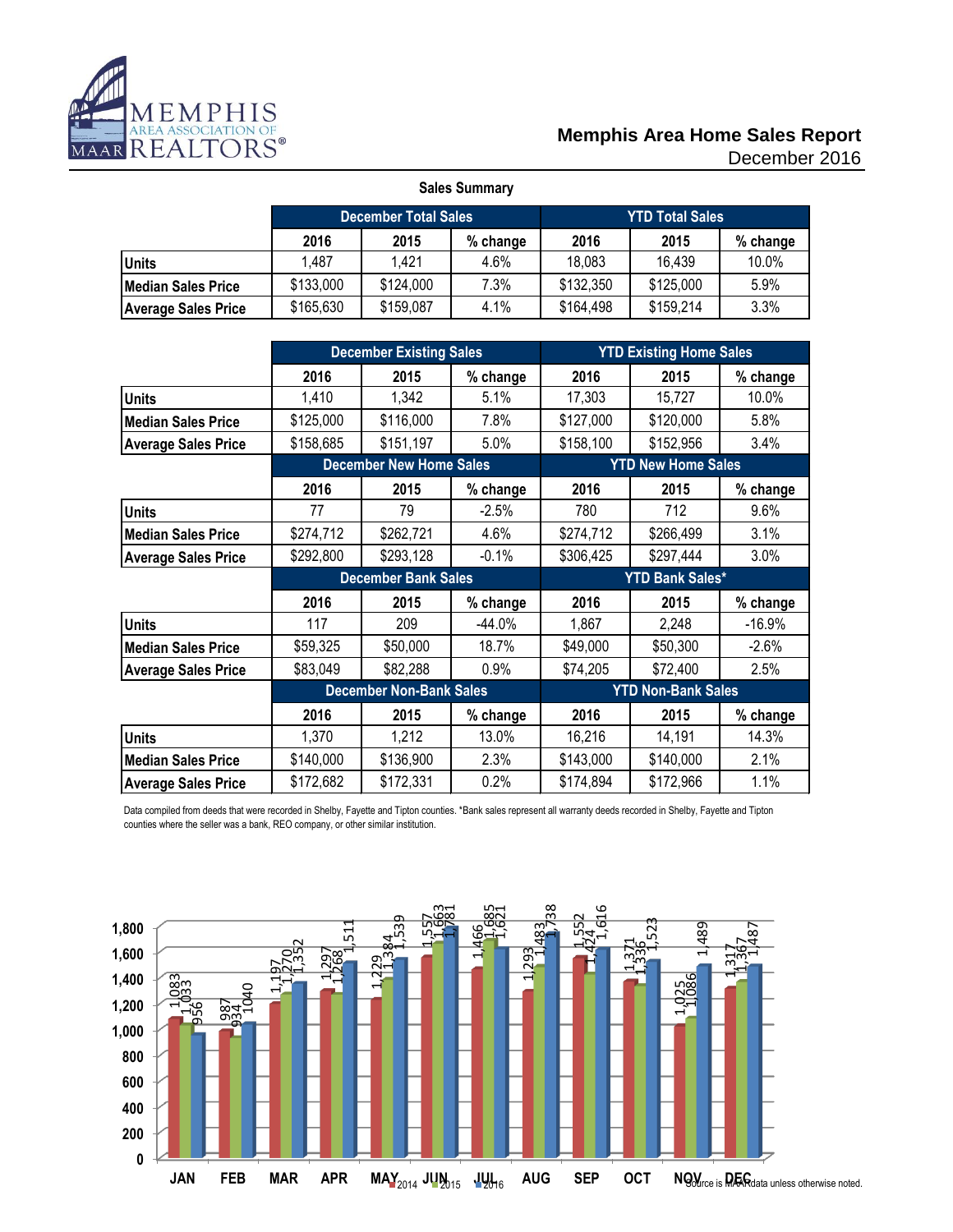# Memphis Area Home Sales Report

December 2016

## Sales Summary

| | December Total Sales | | | YTD Total Sales | | |
|---|---|---|---|---|---|---|
| | 2016 | 2015 | % change | 2016 | 2015 | % change |
| **Units** | 1,487 | 1,421 | 4.6% | 18,083 | 16,439 | 10.0% |
| **Median Sales Price** | $133,000 | $124,000 | 7.3% | $132,350 | $125,000 | 5.9% |
| **Average Sales Price** | $165,630 | $159,087 | 4.1% | $164,498 | $159,214 | 3.3% |

| | December Existing Sales | | | YTD Existing Home Sales | | |
|---|---|---|---|---|---|---|
| | 2016 | 2015 | % change | 2016 | 2015 | % change |
| **Units** | 1,410 | 1,342 | 5.1% | 17,303 | 15,727 | 10.0% |
| **Median Sales Price** | $125,000 | $116,000 | 7.8% | $127,000 | $120,000 | 5.8% |
| **Average Sales Price** | $158,685 | $151,197 | 5.0% | $158,100 | $152,956 | 3.4% |
| | **December New Home Sales** | | | **YTD New Home Sales** | | |
| | 2016 | 2015 | % change | 2016 | 2015 | % change |
| **Units** | 77 | 79 | -2.5% | 780 | 712 | 9.6% |
| **Median Sales Price** | $274,712 | $262,721 | 4.6% | $274,712 | $266,499 | 3.1% |
| **Average Sales Price** | $292,800 | $293,128 | -0.1% | $306,425 | $297,444 | 3.0% |
| | **December Bank Sales** | | | **YTD Bank Sales*** | | |
| | 2016 | 2015 | % change | 2016 | 2015 | % change |
| **Units** | 117 | 209 | -44.0% | 1,867 | 2,248 | -16.9% |
| **Median Sales Price** | $59,325 | $50,000 | 18.7% | $49,000 | $50,300 | -2.6% |
| **Average Sales Price** | $83,049 | $82,288 | 0.9% | $74,205 | $72,400 | 2.5% |
| | **December Non-Bank Sales** | | | **YTD Non-Bank Sales** | | |
| | 2016 | 2015 | % change | 2016 | 2015 | % change |
| **Units** | 1,370 | 1,212 | 13.0% | 16,216 | 14,191 | 14.3% |
| **Median Sales Price** | $140,000 | $136,900 | 2.3% | $143,000 | $140,000 | 2.1% |
| **Average Sales Price** | $172,682 | $172,331 | 0.2% | $174,894 | $172,966 | 1.1% |

Data compiled from deeds that were recorded in Shelby, Fayette and Tipton counties. *Bank sales represent all warranty deeds recorded in Shelby, Fayette and Tipton counties where the seller was a bank, REO company, or other similar institution.

| Month | 2014 | 2015 | 2016 |
|---|---|---|---|
| JAN | 1,083 | 1,033 | 956 |
| FEB | 987 | 934 | 1040 |
| MAR | 1,197 | 1,270 | 1,352 |
| APR | 1,297 | 1,268 | 1,511 |
| MAY | 1,229 | 1,384 | 1,539 |
| JUN | 1,557 | 1,663 | 1,781 |
| JUL | 1,466 | 1,685 | 1,621 |
| AUG | 1,293 | 1,483 | 1,738 |
| SEP | 1,552 | 1,424 | 1,616 |
| OCT | 1,371 | 1,336 | 1,523 |
| NOV | 1,025 | 1,086 | 1,489 |
| DEC | 1,317 | 1,367 | 1,487 |

Source is MAAR data unless otherwise noted.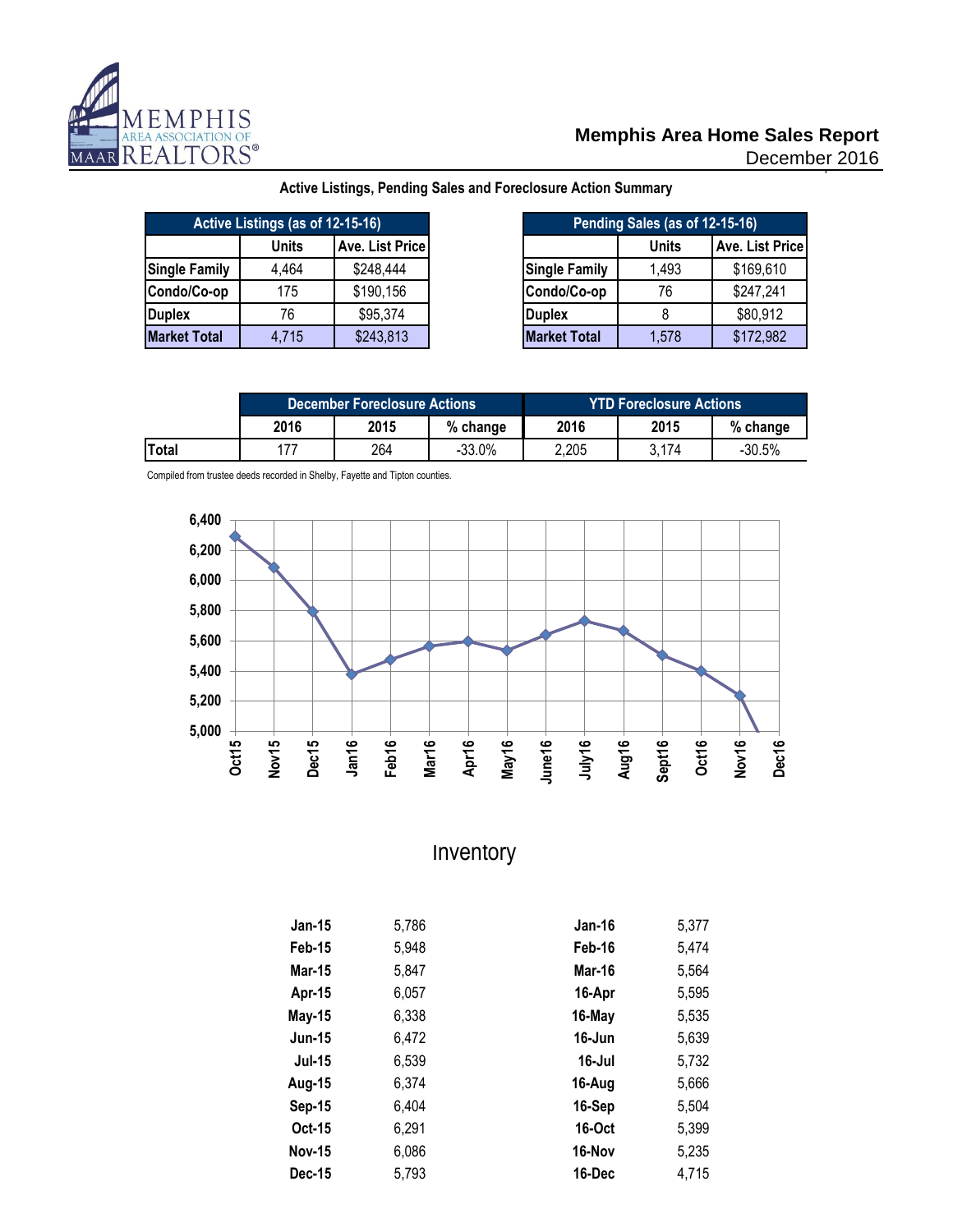Memphis Area Association of REALTORS®

# Memphis Area Home Sales Report
December 2016

## Active Listings, Pending Sales and Foreclosure Action Summary

| Active Listings (as of 12-15-16) | | |
|---|---|---|
| | Units | Ave. List Price |
| Single Family | 4,464 | $248,444 |
| Condo/Co-op | 175 | $190,156 |
| Duplex | 76 | $95,374 |
| Market Total | 4,715 | $243,813 |

| Pending Sales (as of 12-15-16) | | |
|---|---|---|
| | Units | Ave. List Price |
| Single Family | 1,493 | $169,610 |
| Condo/Co-op | 76 | $247,241 |
| Duplex | 8 | $80,912 |
| Market Total | 1,578 | $172,982 |

| | December Foreclosure Actions | | | YTD Foreclosure Actions | | |
|---|---|---|---|---|---|---|
| | 2016 | 2015 | % change | 2016 | 2015 | % change |
| Total | 177 | 264 | -33.0% | 2,205 | 3,174 | -30.5% |

Compiled from trustee deeds recorded in Shelby, Fayette and Tipton counties.

## Inventory

| | | | |
|---|---|---|---|
| Jan-15 | 5,786 | Jan-16 | 5,377 |
| Feb-15 | 5,948 | Feb-16 | 5,474 |
| Mar-15 | 5,847 | Mar-16 | 5,564 |
| Apr-15 | 6,057 | 16-Apr | 5,595 |
| May-15 | 6,338 | 16-May | 5,535 |
| Jun-15 | 6,472 | 16-Jun | 5,639 |
| Jul-15 | 6,539 | 16-Jul | 5,732 |
| Aug-15 | 6,374 | 16-Aug | 5,666 |
| Sep-15 | 6,404 | 16-Sep | 5,504 |
| Oct-15 | 6,291 | 16-Oct | 5,399 |
| Nov-15 | 6,086 | 16-Nov | 5,235 |
| Dec-15 | 5,793 | 16-Dec | 4,715 |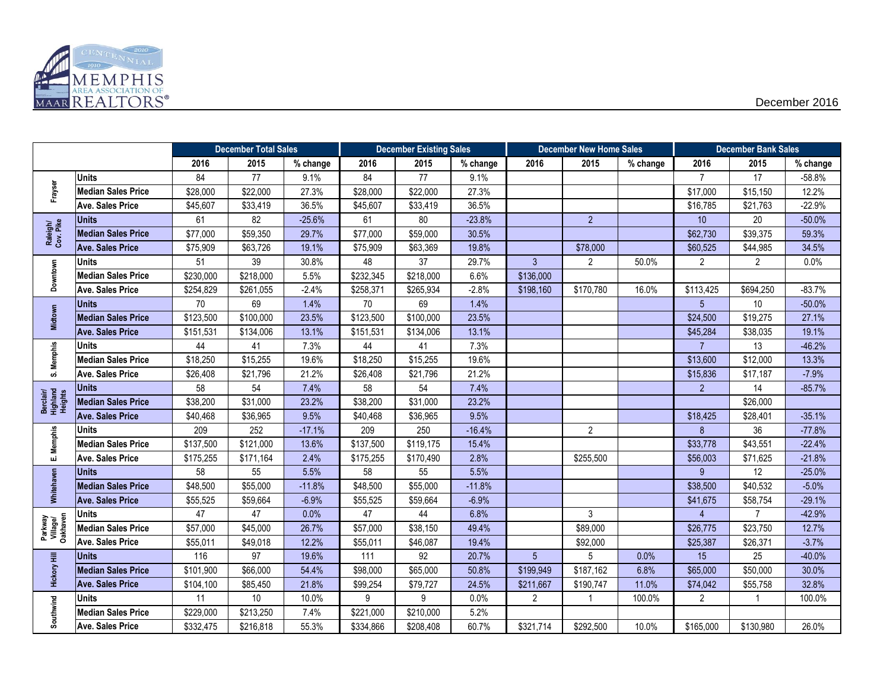Memphis Area Association of REALTORS®

December 2016

| | | December Total Sales | | | December Existing Sales | | | December New Home Sales | | | December Bank Sales | | |
|---|---|---|---|---|---|---|---|---|---|---|---|---|---|
| | | 2016 | 2015 | % change | 2016 | 2015 | % change | 2016 | 2015 | % change | 2016 | 2015 | % change |
| Frayser | Units | 84 | 77 | 9.1% | 84 | 77 | 9.1% | | | | 7 | 17 | -58.8% |
| | Median Sales Price | $28,000 | $22,000 | 27.3% | $28,000 | $22,000 | 27.3% | | | | $17,000 | $15,150 | 12.2% |
| | Ave. Sales Price | $45,607 | $33,419 | 36.5% | $45,607 | $33,419 | 36.5% | | | | $16,785 | $21,763 | -22.9% |
| Raleigh/ Cov. Pike | Units | 61 | 82 | -25.6% | 61 | 80 | -23.8% | | 2 | | 10 | 20 | -50.0% |
| | Median Sales Price | $77,000 | $59,350 | 29.7% | $77,000 | $59,000 | 30.5% | | | | $62,730 | $39,375 | 59.3% |
| | Ave. Sales Price | $75,909 | $63,726 | 19.1% | $75,909 | $63,369 | 19.8% | | $78,000 | | $60,525 | $44,985 | 34.5% |
| Downtown | Units | 51 | 39 | 30.8% | 48 | 37 | 29.7% | 3 | 2 | 50.0% | 2 | 2 | 0.0% |
| | Median Sales Price | $230,000 | $218,000 | 5.5% | $232,345 | $218,000 | 6.6% | $136,000 | | | | | |
| | Ave. Sales Price | $254,829 | $261,055 | -2.4% | $258,371 | $265,934 | -2.8% | $198,160 | $170,780 | 16.0% | $113,425 | $694,250 | -83.7% |
| Midtown | Units | 70 | 69 | 1.4% | 70 | 69 | 1.4% | | | | 5 | 10 | -50.0% |
| | Median Sales Price | $123,500 | $100,000 | 23.5% | $123,500 | $100,000 | 23.5% | | | | $24,500 | $19,275 | 27.1% |
| | Ave. Sales Price | $151,531 | $134,006 | 13.1% | $151,531 | $134,006 | 13.1% | | | | $45,284 | $38,035 | 19.1% |
| S. Memphis | Units | 44 | 41 | 7.3% | 44 | 41 | 7.3% | | | | 7 | 13 | -46.2% |
| | Median Sales Price | $18,250 | $15,255 | 19.6% | $18,250 | $15,255 | 19.6% | | | | $13,600 | $12,000 | 13.3% |
| | Ave. Sales Price | $26,408 | $21,796 | 21.2% | $26,408 | $21,796 | 21.2% | | | | $15,836 | $17,187 | -7.9% |
| Berclair/ Highland Heights | Units | 58 | 54 | 7.4% | 58 | 54 | 7.4% | | | | 2 | 14 | -85.7% |
| | Median Sales Price | $38,200 | $31,000 | 23.2% | $38,200 | $31,000 | 23.2% | | | | | $26,000 | |
| | Ave. Sales Price | $40,468 | $36,965 | 9.5% | $40,468 | $36,965 | 9.5% | | | | $18,425 | $28,401 | -35.1% |
| E. Memphis | Units | 209 | 252 | -17.1% | 209 | 250 | -16.4% | | 2 | | 8 | 36 | -77.8% |
| | Median Sales Price | $137,500 | $121,000 | 13.6% | $137,500 | $119,175 | 15.4% | | | | $33,778 | $43,551 | -22.4% |
| | Ave. Sales Price | $175,255 | $171,164 | 2.4% | $175,255 | $170,490 | 2.8% | | $255,500 | | $56,003 | $71,625 | -21.8% |
| Whitehaven | Units | 58 | 55 | 5.5% | 58 | 55 | 5.5% | | | | 9 | 12 | -25.0% |
| | Median Sales Price | $48,500 | $55,000 | -11.8% | $48,500 | $55,000 | -11.8% | | | | $38,500 | $40,532 | -5.0% |
| | Ave. Sales Price | $55,525 | $59,664 | -6.9% | $55,525 | $59,664 | -6.9% | | | | $41,675 | $58,754 | -29.1% |
| Parkway Village/ Oakhaven | Units | 47 | 47 | 0.0% | 47 | 44 | 6.8% | | 3 | | 4 | 7 | -42.9% |
| | Median Sales Price | $57,000 | $45,000 | 26.7% | $57,000 | $38,150 | 49.4% | | $89,000 | | $26,775 | $23,750 | 12.7% |
| | Ave. Sales Price | $55,011 | $49,018 | 12.2% | $55,011 | $46,087 | 19.4% | | $92,000 | | $25,387 | $26,371 | -3.7% |
| Hickory Hill | Units | 116 | 97 | 19.6% | 111 | 92 | 20.7% | 5 | 5 | 0.0% | 15 | 25 | -40.0% |
| | Median Sales Price | $101,900 | $66,000 | 54.4% | $98,000 | $65,000 | 50.8% | $199,949 | $187,162 | 6.8% | $65,000 | $50,000 | 30.0% |
| | Ave. Sales Price | $104,100 | $85,450 | 21.8% | $99,254 | $79,727 | 24.5% | $211,667 | $190,747 | 11.0% | $74,042 | $55,758 | 32.8% |
| Southwind | Units | 11 | 10 | 10.0% | 9 | 9 | 0.0% | 2 | 1 | 100.0% | 2 | 1 | 100.0% |
| | Median Sales Price | $229,000 | $213,250 | 7.4% | $221,000 | $210,000 | 5.2% | | | | | | |
| | Ave. Sales Price | $332,475 | $216,818 | 55.3% | $334,866 | $208,408 | 60.7% | $321,714 | $292,500 | 10.0% | $165,000 | $130,980 | 26.0% |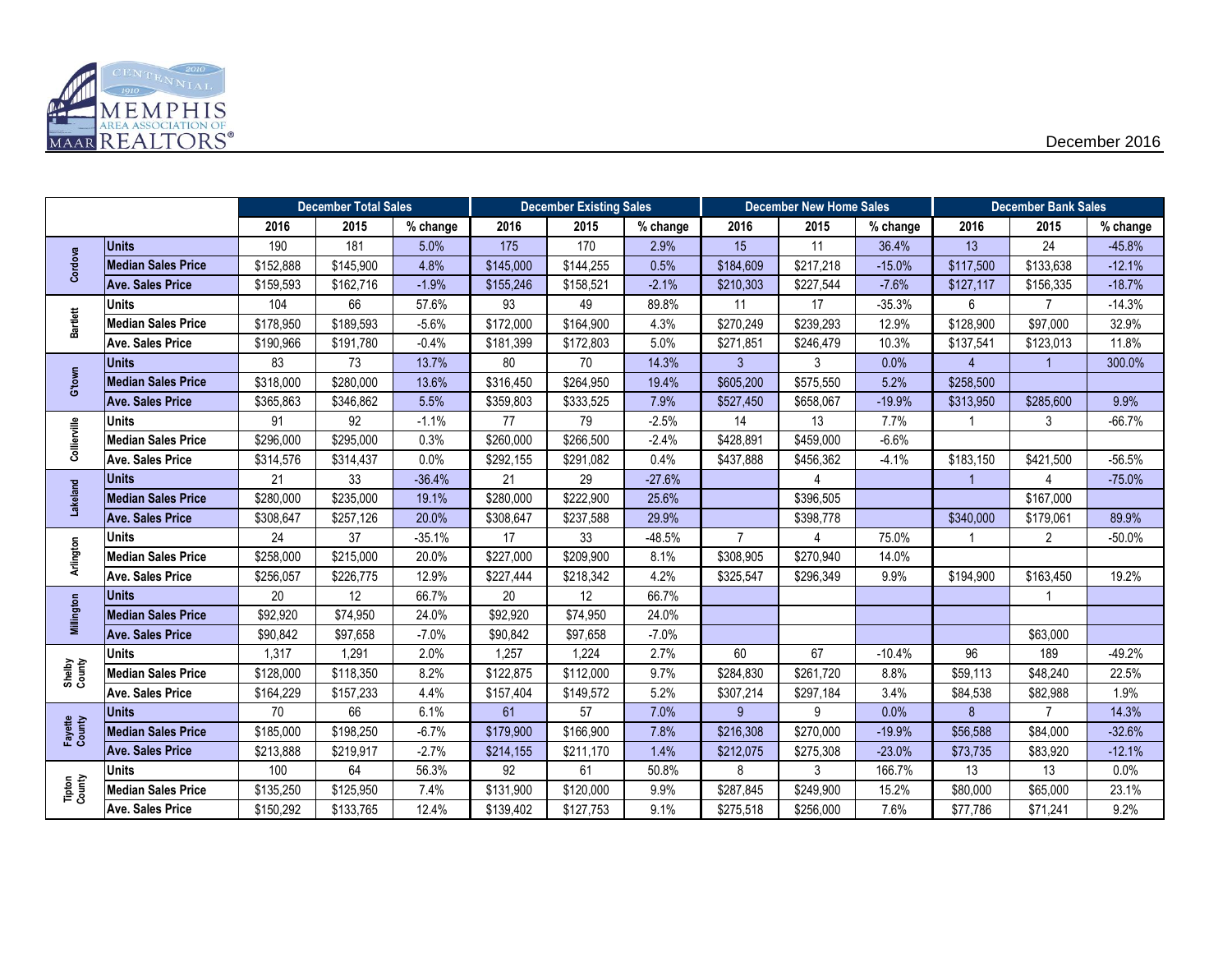Memphis Area Association of REALTORS®

December 2016

| | | December Total Sales | | | December Existing Sales | | | December New Home Sales | | | December Bank Sales | | |
|---|---|---|---|---|---|---|---|---|---|---|---|---|---|
| | | 2016 | 2015 | % change | 2016 | 2015 | % change | 2016 | 2015 | % change | 2016 | 2015 | % change |
| Cordova | Units | 190 | 181 | 5.0% | 175 | 170 | 2.9% | 15 | 11 | 36.4% | 13 | 24 | -45.8% |
| | Median Sales Price | $152,888 | $145,900 | 4.8% | $145,000 | $144,255 | 0.5% | $184,609 | $217,218 | -15.0% | $117,500 | $133,638 | -12.1% |
| | Ave. Sales Price | $159,593 | $162,716 | -1.9% | $155,246 | $158,521 | -2.1% | $210,303 | $227,544 | -7.6% | $127,117 | $156,335 | -18.7% |
| Bartlett | Units | 104 | 66 | 57.6% | 93 | 49 | 89.8% | 11 | 17 | -35.3% | 6 | 7 | -14.3% |
| | Median Sales Price | $178,950 | $189,593 | -5.6% | $172,000 | $164,900 | 4.3% | $270,249 | $239,293 | 12.9% | $128,900 | $97,000 | 32.9% |
| | Ave. Sales Price | $190,966 | $191,780 | -0.4% | $181,399 | $172,803 | 5.0% | $271,851 | $246,479 | 10.3% | $137,541 | $123,013 | 11.8% |
| G'town | Units | 83 | 73 | 13.7% | 80 | 70 | 14.3% | 3 | 3 | 0.0% | 4 | 1 | 300.0% |
| | Median Sales Price | $318,000 | $280,000 | 13.6% | $316,450 | $264,950 | 19.4% | $605,200 | $575,550 | 5.2% | $258,500 | | |
| | Ave. Sales Price | $365,863 | $346,862 | 5.5% | $359,803 | $333,525 | 7.9% | $527,450 | $658,067 | -19.9% | $313,950 | $285,600 | 9.9% |
| Collierville | Units | 91 | 92 | -1.1% | 77 | 79 | -2.5% | 14 | 13 | 7.7% | 1 | 3 | -66.7% |
| | Median Sales Price | $296,000 | $295,000 | 0.3% | $260,000 | $266,500 | -2.4% | $428,891 | $459,000 | -6.6% | | | |
| | Ave. Sales Price | $314,576 | $314,437 | 0.0% | $292,155 | $291,082 | 0.4% | $437,888 | $456,362 | -4.1% | $183,150 | $421,500 | -56.5% |
| Lakeland | Units | 21 | 33 | -36.4% | 21 | 29 | -27.6% | | 4 | | 1 | 4 | -75.0% |
| | Median Sales Price | $280,000 | $235,000 | 19.1% | $280,000 | $222,900 | 25.6% | | $396,505 | | | $167,000 | |
| | Ave. Sales Price | $308,647 | $257,126 | 20.0% | $308,647 | $237,588 | 29.9% | | $398,778 | | $340,000 | $179,061 | 89.9% |
| Arlington | Units | 24 | 37 | -35.1% | 17 | 33 | -48.5% | 7 | 4 | 75.0% | 1 | 2 | -50.0% |
| | Median Sales Price | $258,000 | $215,000 | 20.0% | $227,000 | $209,900 | 8.1% | $308,905 | $270,940 | 14.0% | | | |
| | Ave. Sales Price | $256,057 | $226,775 | 12.9% | $227,444 | $218,342 | 4.2% | $325,547 | $296,349 | 9.9% | $194,900 | $163,450 | 19.2% |
| Millington | Units | 20 | 12 | 66.7% | 20 | 12 | 66.7% | | | | | 1 | |
| | Median Sales Price | $92,920 | $74,950 | 24.0% | $92,920 | $74,950 | 24.0% | | | | | | |
| | Ave. Sales Price | $90,842 | $97,658 | -7.0% | $90,842 | $97,658 | -7.0% | | | | | $63,000 | |
| Shelby County | Units | 1,317 | 1,291 | 2.0% | 1,257 | 1,224 | 2.7% | 60 | 67 | -10.4% | 96 | 189 | -49.2% |
| | Median Sales Price | $128,000 | $118,350 | 8.2% | $122,875 | $112,000 | 9.7% | $284,830 | $261,720 | 8.8% | $59,113 | $48,240 | 22.5% |
| | Ave. Sales Price | $164,229 | $157,233 | 4.4% | $157,404 | $149,572 | 5.2% | $307,214 | $297,184 | 3.4% | $84,538 | $82,988 | 1.9% |
| Fayette County | Units | 70 | 66 | 6.1% | 61 | 57 | 7.0% | 9 | 9 | 0.0% | 8 | 7 | 14.3% |
| | Median Sales Price | $185,000 | $198,250 | -6.7% | $179,900 | $166,900 | 7.8% | $216,308 | $270,000 | -19.9% | $56,588 | $84,000 | -32.6% |
| | Ave. Sales Price | $213,888 | $219,917 | -2.7% | $214,155 | $211,170 | 1.4% | $212,075 | $275,308 | -23.0% | $73,735 | $83,920 | -12.1% |
| Tipton County | Units | 100 | 64 | 56.3% | 92 | 61 | 50.8% | 8 | 3 | 166.7% | 13 | 13 | 0.0% |
| | Median Sales Price | $135,250 | $125,950 | 7.4% | $131,900 | $120,000 | 9.9% | $287,845 | $249,900 | 15.2% | $80,000 | $65,000 | 23.1% |
| | Ave. Sales Price | $150,292 | $133,765 | 12.4% | $139,402 | $127,753 | 9.1% | $275,518 | $256,000 | 7.6% | $77,786 | $71,241 | 9.2% |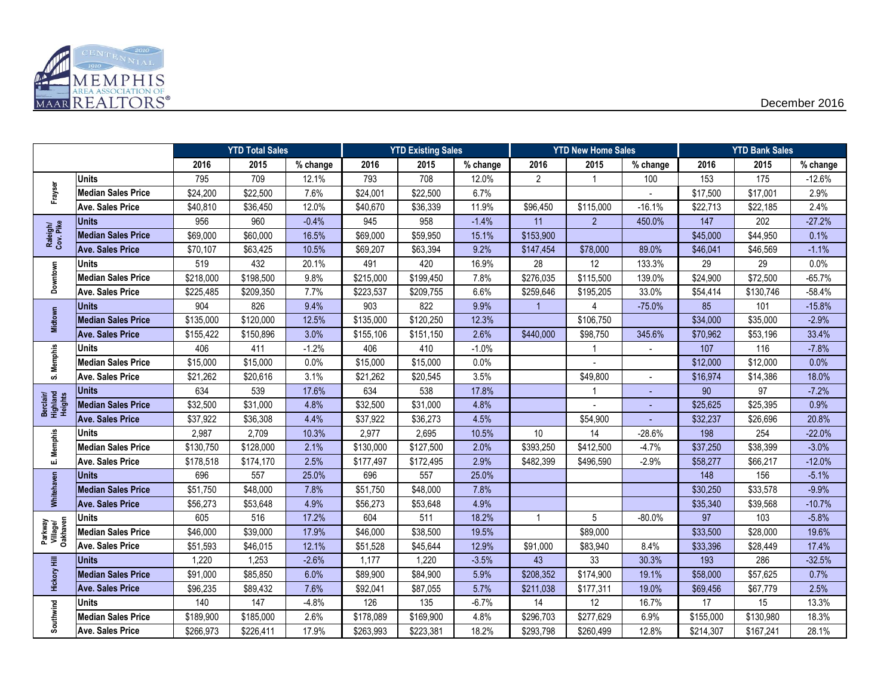Memphis Area Association of REALTORS®

December 2016

| | | YTD Total Sales | | | YTD Existing Sales | | | YTD New Home Sales | | | YTD Bank Sales | | |
|---|---|---|---|---|---|---|---|---|---|---|---|---|---|
| | | 2016 | 2015 | % change | 2016 | 2015 | % change | 2016 | 2015 | % change | 2016 | 2015 | % change |
| Frayser | Units | 795 | 709 | 12.1% | 793 | 708 | 12.0% | 2 | 1 | 100 | 153 | 175 | -12.6% |
| | Median Sales Price | $24,200 | $22,500 | 7.6% | $24,001 | $22,500 | 6.7% | | | - | $17,500 | $17,001 | 2.9% |
| | Ave. Sales Price | $40,810 | $36,450 | 12.0% | $40,670 | $36,339 | 11.9% | $96,450 | $115,000 | -16.1% | $22,713 | $22,185 | 2.4% |
| Raleigh/ Cov. Pike | Units | 956 | 960 | -0.4% | 945 | 958 | -1.4% | 11 | 2 | 450.0% | 147 | 202 | -27.2% |
| | Median Sales Price | $69,000 | $60,000 | 16.5% | $69,000 | $59,950 | 15.1% | $153,900 | | | $45,000 | $44,950 | 0.1% |
| | Ave. Sales Price | $70,107 | $63,425 | 10.5% | $69,207 | $63,394 | 9.2% | $147,454 | $78,000 | 89.0% | $46,041 | $46,569 | -1.1% |
| Downtown | Units | 519 | 432 | 20.1% | 491 | 420 | 16.9% | 28 | 12 | 133.3% | 29 | 29 | 0.0% |
| | Median Sales Price | $218,000 | $198,500 | 9.8% | $215,000 | $199,450 | 7.8% | $276,035 | $115,500 | 139.0% | $24,900 | $72,500 | -65.7% |
| | Ave. Sales Price | $225,485 | $209,350 | 7.7% | $223,537 | $209,755 | 6.6% | $259,646 | $195,205 | 33.0% | $54,414 | $130,746 | -58.4% |
| Midtown | Units | 904 | 826 | 9.4% | 903 | 822 | 9.9% | 1 | 4 | -75.0% | 85 | 101 | -15.8% |
| | Median Sales Price | $135,000 | $120,000 | 12.5% | $135,000 | $120,250 | 12.3% | | $106,750 | | $34,000 | $35,000 | -2.9% |
| | Ave. Sales Price | $155,422 | $150,896 | 3.0% | $155,106 | $151,150 | 2.6% | $440,000 | $98,750 | 345.6% | $70,962 | $53,196 | 33.4% |
| S. Memphis | Units | 406 | 411 | -1.2% | 406 | 410 | -1.0% | | 1 | - | 107 | 116 | -7.8% |
| | Median Sales Price | $15,000 | $15,000 | 0.0% | $15,000 | $15,000 | 0.0% | | - | | $12,000 | $12,000 | 0.0% |
| | Ave. Sales Price | $21,262 | $20,616 | 3.1% | $21,262 | $20,545 | 3.5% | | $49,800 | - | $16,974 | $14,386 | 18.0% |
| Berclair/ Highland Heights | Units | 634 | 539 | 17.6% | 634 | 538 | 17.8% | | 1 | - | 90 | 97 | -7.2% |
| | Median Sales Price | $32,500 | $31,000 | 4.8% | $32,500 | $31,000 | 4.8% | | - | - | $25,625 | $25,395 | 0.9% |
| | Ave. Sales Price | $37,922 | $36,308 | 4.4% | $37,922 | $36,273 | 4.5% | | $54,900 | - | $32,237 | $26,696 | 20.8% |
| E. Memphis | Units | 2,987 | 2,709 | 10.3% | 2,977 | 2,695 | 10.5% | 10 | 14 | -28.6% | 198 | 254 | -22.0% |
| | Median Sales Price | $130,750 | $128,000 | 2.1% | $130,000 | $127,500 | 2.0% | $393,250 | $412,500 | -4.7% | $37,250 | $38,399 | -3.0% |
| | Ave. Sales Price | $178,518 | $174,170 | 2.5% | $177,497 | $172,495 | 2.9% | $482,399 | $496,590 | -2.9% | $58,277 | $66,217 | -12.0% |
| Whitehaven | Units | 696 | 557 | 25.0% | 696 | 557 | 25.0% | | | | 148 | 156 | -5.1% |
| | Median Sales Price | $51,750 | $48,000 | 7.8% | $51,750 | $48,000 | 7.8% | | | | $30,250 | $33,578 | -9.9% |
| | Ave. Sales Price | $56,273 | $53,648 | 4.9% | $56,273 | $53,648 | 4.9% | | | | $35,340 | $39,568 | -10.7% |
| Parkway Village/ Oakhaven | Units | 605 | 516 | 17.2% | 604 | 511 | 18.2% | 1 | 5 | -80.0% | 97 | 103 | -5.8% |
| | Median Sales Price | $46,000 | $39,000 | 17.9% | $46,000 | $38,500 | 19.5% | | $89,000 | | $33,500 | $28,000 | 19.6% |
| | Ave. Sales Price | $51,593 | $46,015 | 12.1% | $51,528 | $45,644 | 12.9% | $91,000 | $83,940 | 8.4% | $33,396 | $28,449 | 17.4% |
| Hickory Hill | Units | 1,220 | 1,253 | -2.6% | 1,177 | 1,220 | -3.5% | 43 | 33 | 30.3% | 193 | 286 | -32.5% |
| | Median Sales Price | $91,000 | $85,850 | 6.0% | $89,900 | $84,900 | 5.9% | $208,352 | $174,900 | 19.1% | $58,000 | $57,625 | 0.7% |
| | Ave. Sales Price | $96,235 | $89,432 | 7.6% | $92,041 | $87,055 | 5.7% | $211,038 | $177,311 | 19.0% | $69,456 | $67,779 | 2.5% |
| Southwind | Units | 140 | 147 | -4.8% | 126 | 135 | -6.7% | 14 | 12 | 16.7% | 17 | 15 | 13.3% |
| | Median Sales Price | $189,900 | $185,000 | 2.6% | $178,089 | $169,900 | 4.8% | $296,703 | $277,629 | 6.9% | $155,000 | $130,980 | 18.3% |
| | Ave. Sales Price | $266,973 | $226,411 | 17.9% | $263,993 | $223,381 | 18.2% | $293,798 | $260,499 | 12.8% | $214,307 | $167,241 | 28.1% |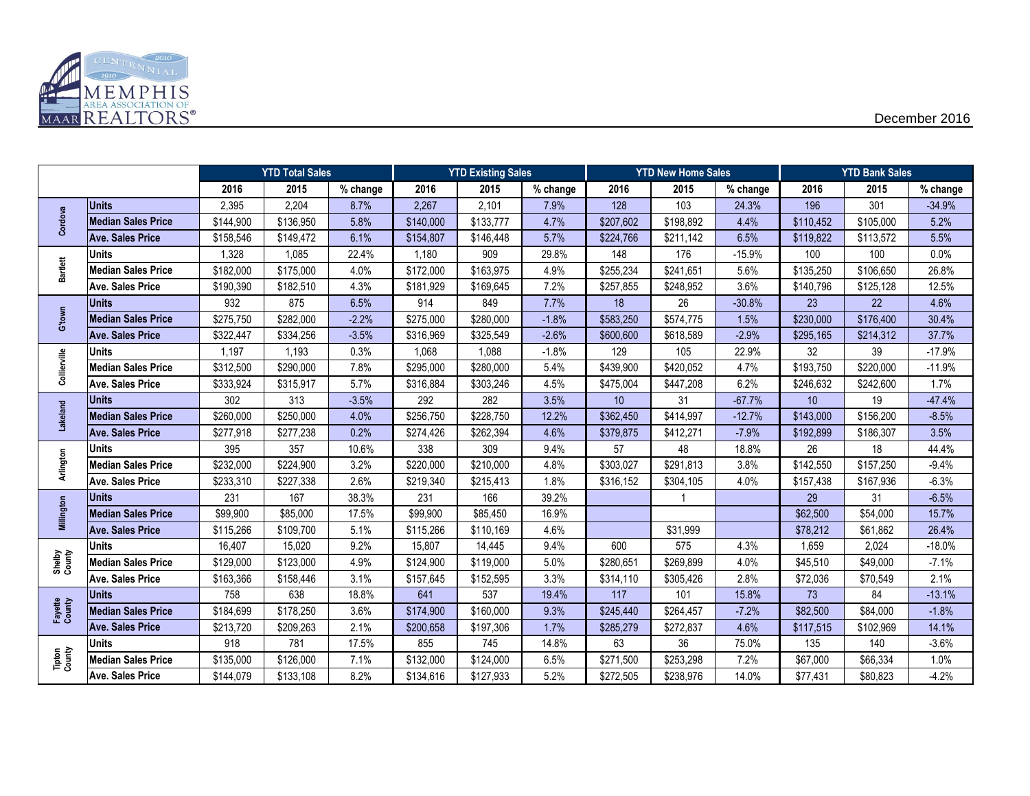December 2016

| | | YTD Total Sales | | | YTD Existing Sales | | | YTD New Home Sales | | | YTD Bank Sales | | |
|---|---|---|---|---|---|---|---|---|---|---|---|---|---|
| | | 2016 | 2015 | % change | 2016 | 2015 | % change | 2016 | 2015 | % change | 2016 | 2015 | % change |
| Cordova | Units | 2,395 | 2,204 | 8.7% | 2,267 | 2,101 | 7.9% | 128 | 103 | 24.3% | 196 | 301 | -34.9% |
| | Median Sales Price | $144,900 | $136,950 | 5.8% | $140,000 | $133,777 | 4.7% | $207,602 | $198,892 | 4.4% | $110,452 | $105,000 | 5.2% |
| | Ave. Sales Price | $158,546 | $149,472 | 6.1% | $154,807 | $146,448 | 5.7% | $224,766 | $211,142 | 6.5% | $119,822 | $113,572 | 5.5% |
| Bartlett | Units | 1,328 | 1,085 | 22.4% | 1,180 | 909 | 29.8% | 148 | 176 | -15.9% | 100 | 100 | 0.0% |
| | Median Sales Price | $182,000 | $175,000 | 4.0% | $172,000 | $163,975 | 4.9% | $255,234 | $241,651 | 5.6% | $135,250 | $106,650 | 26.8% |
| | Ave. Sales Price | $190,390 | $182,510 | 4.3% | $181,929 | $169,645 | 7.2% | $257,855 | $248,952 | 3.6% | $140,796 | $125,128 | 12.5% |
| G'town | Units | 932 | 875 | 6.5% | 914 | 849 | 7.7% | 18 | 26 | -30.8% | 23 | 22 | 4.6% |
| | Median Sales Price | $275,750 | $282,000 | -2.2% | $275,000 | $280,000 | -1.8% | $583,250 | $574,775 | 1.5% | $230,000 | $176,400 | 30.4% |
| | Ave. Sales Price | $322,447 | $334,256 | -3.5% | $316,969 | $325,549 | -2.6% | $600,600 | $618,589 | -2.9% | $295,165 | $214,312 | 37.7% |
| Collierville | Units | 1,197 | 1,193 | 0.3% | 1,068 | 1,088 | -1.8% | 129 | 105 | 22.9% | 32 | 39 | -17.9% |
| | Median Sales Price | $312,500 | $290,000 | 7.8% | $295,000 | $280,000 | 5.4% | $439,900 | $420,052 | 4.7% | $193,750 | $220,000 | -11.9% |
| | Ave. Sales Price | $333,924 | $315,917 | 5.7% | $316,884 | $303,246 | 4.5% | $475,004 | $447,208 | 6.2% | $246,632 | $242,600 | 1.7% |
| Lakeland | Units | 302 | 313 | -3.5% | 292 | 282 | 3.5% | 10 | 31 | -67.7% | 10 | 19 | -47.4% |
| | Median Sales Price | $260,000 | $250,000 | 4.0% | $256,750 | $228,750 | 12.2% | $362,450 | $414,997 | -12.7% | $143,000 | $156,200 | -8.5% |
| | Ave. Sales Price | $277,918 | $277,238 | 0.2% | $274,426 | $262,394 | 4.6% | $379,875 | $412,271 | -7.9% | $192,899 | $186,307 | 3.5% |
| Arlington | Units | 395 | 357 | 10.6% | 338 | 309 | 9.4% | 57 | 48 | 18.8% | 26 | 18 | 44.4% |
| | Median Sales Price | $232,000 | $224,900 | 3.2% | $220,000 | $210,000 | 4.8% | $303,027 | $291,813 | 3.8% | $142,550 | $157,250 | -9.4% |
| | Ave. Sales Price | $233,310 | $227,338 | 2.6% | $219,340 | $215,413 | 1.8% | $316,152 | $304,105 | 4.0% | $157,438 | $167,936 | -6.3% |
| Millington | Units | 231 | 167 | 38.3% | 231 | 166 | 39.2% | | 1 | | 29 | 31 | -6.5% |
| | Median Sales Price | $99,900 | $85,000 | 17.5% | $99,900 | $85,450 | 16.9% | | | | $62,500 | $54,000 | 15.7% |
| | Ave. Sales Price | $115,266 | $109,700 | 5.1% | $115,266 | $110,169 | 4.6% | | $31,999 | | $78,212 | $61,862 | 26.4% |
| Shelby County | Units | 16,407 | 15,020 | 9.2% | 15,807 | 14,445 | 9.4% | 600 | 575 | 4.3% | 1,659 | 2,024 | -18.0% |
| | Median Sales Price | $129,000 | $123,000 | 4.9% | $124,900 | $119,000 | 5.0% | $280,651 | $269,899 | 4.0% | $45,510 | $49,000 | -7.1% |
| | Ave. Sales Price | $163,366 | $158,446 | 3.1% | $157,645 | $152,595 | 3.3% | $314,110 | $305,426 | 2.8% | $72,036 | $70,549 | 2.1% |
| Fayette County | Units | 758 | 638 | 18.8% | 641 | 537 | 19.4% | 117 | 101 | 15.8% | 73 | 84 | -13.1% |
| | Median Sales Price | $184,699 | $178,250 | 3.6% | $174,900 | $160,000 | 9.3% | $245,440 | $264,457 | -7.2% | $82,500 | $84,000 | -1.8% |
| | Ave. Sales Price | $213,720 | $209,263 | 2.1% | $200,658 | $197,306 | 1.7% | $285,279 | $272,837 | 4.6% | $117,515 | $102,969 | 14.1% |
| Tipton County | Units | 918 | 781 | 17.5% | 855 | 745 | 14.8% | 63 | 36 | 75.0% | 135 | 140 | -3.6% |
| | Median Sales Price | $135,000 | $126,000 | 7.1% | $132,000 | $124,000 | 6.5% | $271,500 | $253,298 | 7.2% | $67,000 | $66,334 | 1.0% |
| | Ave. Sales Price | $144,079 | $133,108 | 8.2% | $134,616 | $127,933 | 5.2% | $272,505 | $238,976 | 14.0% | $77,431 | $80,823 | -4.2% |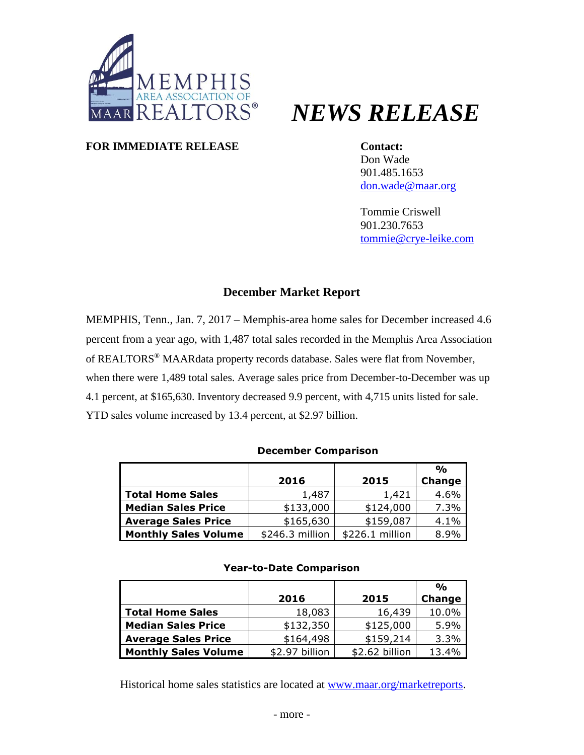MEMPHIS AREA ASSOCIATION OF REALTORS® MAAR

# *NEWS RELEASE*

**FOR IMMEDIATE RELEASE**

**Contact:**
Don Wade
901.485.1653
don.wade@maar.org

Tommie Criswell
901.230.7653
tommie@crye-leike.com

## December Market Report

MEMPHIS, Tenn., Jan. 7, 2017 – Memphis-area home sales for December increased 4.6 percent from a year ago, with 1,487 total sales recorded in the Memphis Area Association of REALTORS® MAARdata property records database. Sales were flat from November, when there were 1,489 total sales. Average sales price from December-to-December was up 4.1 percent, at $165,630. Inventory decreased 9.9 percent, with 4,715 units listed for sale. YTD sales volume increased by 13.4 percent, at $2.97 billion.

**December Comparison**

| | 2016 | 2015 | % Change |
|---|---|---|---|
| **Total Home Sales** | 1,487 | 1,421 | 4.6% |
| **Median Sales Price** | $133,000 | $124,000 | 7.3% |
| **Average Sales Price** | $165,630 | $159,087 | 4.1% |
| **Monthly Sales Volume** | $246.3 million | $226.1 million | 8.9% |

**Year-to-Date Comparison**

| | 2016 | 2015 | % Change |
|---|---|---|---|
| **Total Home Sales** | 18,083 | 16,439 | 10.0% |
| **Median Sales Price** | $132,350 | $125,000 | 5.9% |
| **Average Sales Price** | $164,498 | $159,214 | 3.3% |
| **Monthly Sales Volume** | $2.97 billion | $2.62 billion | 13.4% |

Historical home sales statistics are located at www.maar.org/marketreports.

- more -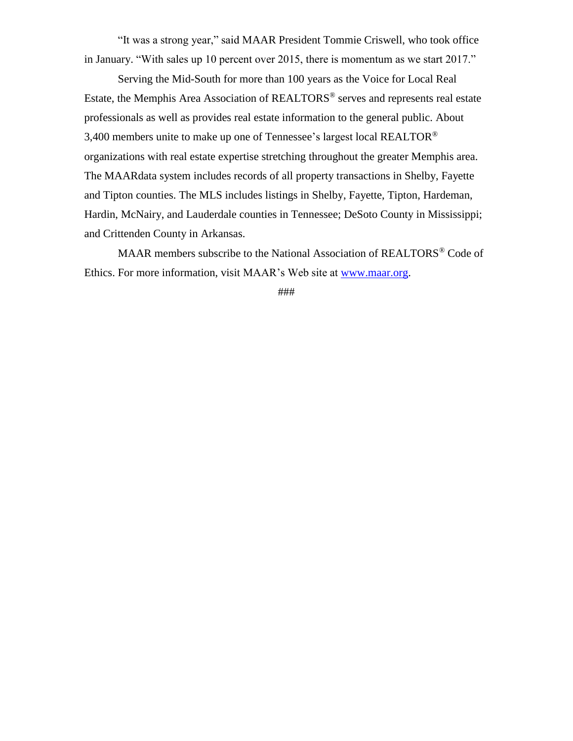"It was a strong year," said MAAR President Tommie Criswell, who took office in January. "With sales up 10 percent over 2015, there is momentum as we start 2017."

Serving the Mid-South for more than 100 years as the Voice for Local Real Estate, the Memphis Area Association of REALTORS® serves and represents real estate professionals as well as provides real estate information to the general public. About 3,400 members unite to make up one of Tennessee's largest local REALTOR® organizations with real estate expertise stretching throughout the greater Memphis area. The MAARdata system includes records of all property transactions in Shelby, Fayette and Tipton counties. The MLS includes listings in Shelby, Fayette, Tipton, Hardeman, Hardin, McNairy, and Lauderdale counties in Tennessee; DeSoto County in Mississippi; and Crittenden County in Arkansas.

MAAR members subscribe to the National Association of REALTORS® Code of Ethics. For more information, visit MAAR's Web site at www.maar.org.

###